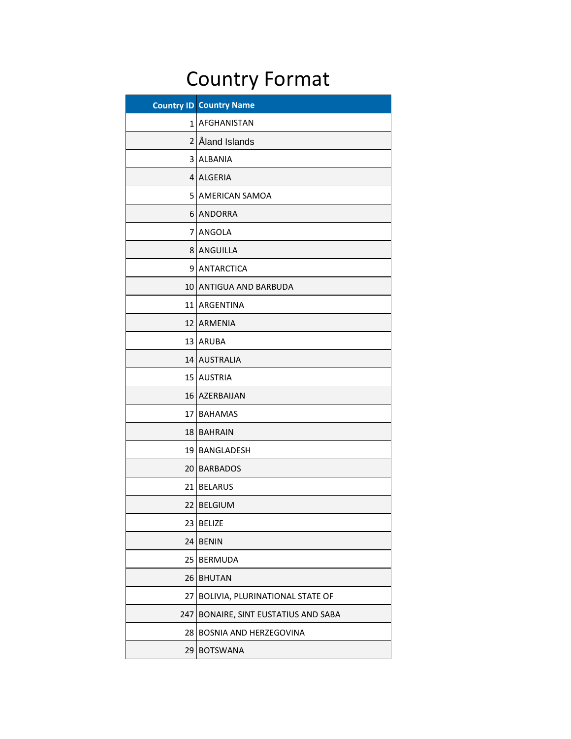# Country Format

| Country ID | Country Name |
|---|---|
| 1 | AFGHANISTAN |
| 2 | Åland Islands |
| 3 | ALBANIA |
| 4 | ALGERIA |
| 5 | AMERICAN SAMOA |
| 6 | ANDORRA |
| 7 | ANGOLA |
| 8 | ANGUILLA |
| 9 | ANTARCTICA |
| 10 | ANTIGUA AND BARBUDA |
| 11 | ARGENTINA |
| 12 | ARMENIA |
| 13 | ARUBA |
| 14 | AUSTRALIA |
| 15 | AUSTRIA |
| 16 | AZERBAIJAN |
| 17 | BAHAMAS |
| 18 | BAHRAIN |
| 19 | BANGLADESH |
| 20 | BARBADOS |
| 21 | BELARUS |
| 22 | BELGIUM |
| 23 | BELIZE |
| 24 | BENIN |
| 25 | BERMUDA |
| 26 | BHUTAN |
| 27 | BOLIVIA, PLURINATIONAL STATE OF |
| 247 | BONAIRE, SINT EUSTATIUS AND SABA |
| 28 | BOSNIA AND HERZEGOVINA |
| 29 | BOTSWANA |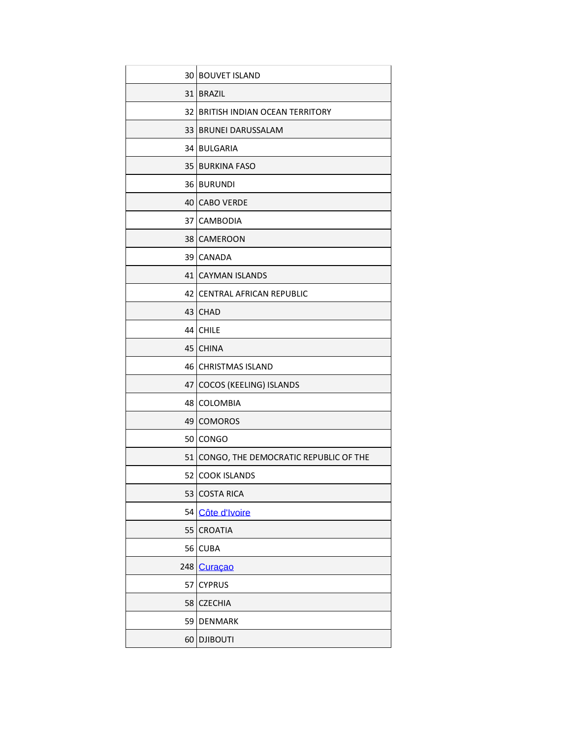| | |
|---|---|
| 30 | BOUVET ISLAND |
| 31 | BRAZIL |
| 32 | BRITISH INDIAN OCEAN TERRITORY |
| 33 | BRUNEI DARUSSALAM |
| 34 | BULGARIA |
| 35 | BURKINA FASO |
| 36 | BURUNDI |
| 40 | CABO VERDE |
| 37 | CAMBODIA |
| 38 | CAMEROON |
| 39 | CANADA |
| 41 | CAYMAN ISLANDS |
| 42 | CENTRAL AFRICAN REPUBLIC |
| 43 | CHAD |
| 44 | CHILE |
| 45 | CHINA |
| 46 | CHRISTMAS ISLAND |
| 47 | COCOS (KEELING) ISLANDS |
| 48 | COLOMBIA |
| 49 | COMOROS |
| 50 | CONGO |
| 51 | CONGO, THE DEMOCRATIC REPUBLIC OF THE |
| 52 | COOK ISLANDS |
| 53 | COSTA RICA |
| 54 | Côte d'Ivoire |
| 55 | CROATIA |
| 56 | CUBA |
| 248 | Curaçao |
| 57 | CYPRUS |
| 58 | CZECHIA |
| 59 | DENMARK |
| 60 | DJIBOUTI |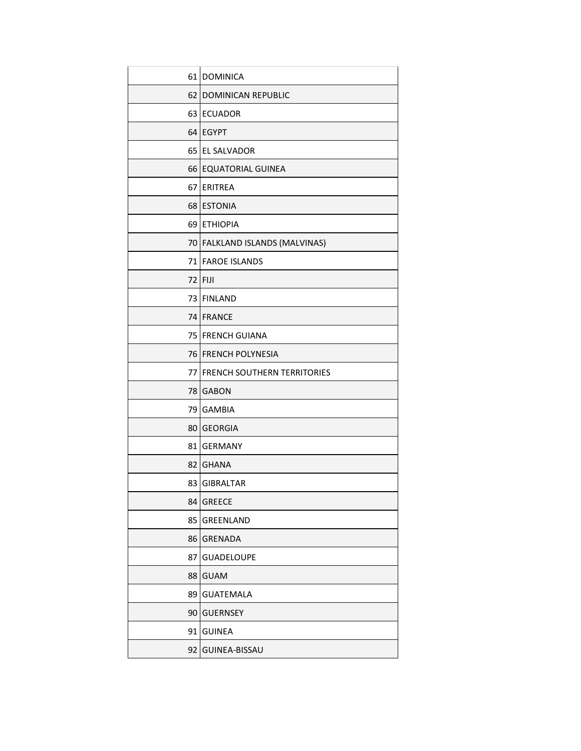| | |
|---|---|
| 61 | DOMINICA |
| 62 | DOMINICAN REPUBLIC |
| 63 | ECUADOR |
| 64 | EGYPT |
| 65 | EL SALVADOR |
| 66 | EQUATORIAL GUINEA |
| 67 | ERITREA |
| 68 | ESTONIA |
| 69 | ETHIOPIA |
| 70 | FALKLAND ISLANDS (MALVINAS) |
| 71 | FAROE ISLANDS |
| 72 | FIJI |
| 73 | FINLAND |
| 74 | FRANCE |
| 75 | FRENCH GUIANA |
| 76 | FRENCH POLYNESIA |
| 77 | FRENCH SOUTHERN TERRITORIES |
| 78 | GABON |
| 79 | GAMBIA |
| 80 | GEORGIA |
| 81 | GERMANY |
| 82 | GHANA |
| 83 | GIBRALTAR |
| 84 | GREECE |
| 85 | GREENLAND |
| 86 | GRENADA |
| 87 | GUADELOUPE |
| 88 | GUAM |
| 89 | GUATEMALA |
| 90 | GUERNSEY |
| 91 | GUINEA |
| 92 | GUINEA-BISSAU |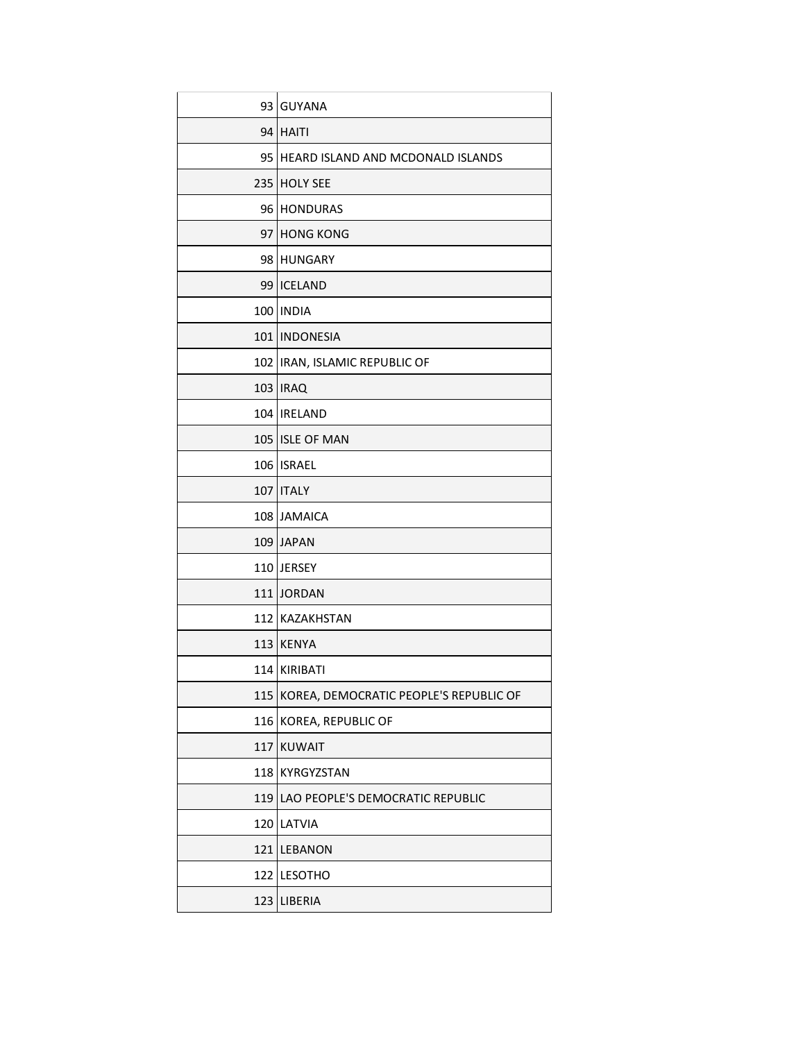| | |
|---|---|
| 93 | GUYANA |
| 94 | HAITI |
| 95 | HEARD ISLAND AND MCDONALD ISLANDS |
| 235 | HOLY SEE |
| 96 | HONDURAS |
| 97 | HONG KONG |
| 98 | HUNGARY |
| 99 | ICELAND |
| 100 | INDIA |
| 101 | INDONESIA |
| 102 | IRAN, ISLAMIC REPUBLIC OF |
| 103 | IRAQ |
| 104 | IRELAND |
| 105 | ISLE OF MAN |
| 106 | ISRAEL |
| 107 | ITALY |
| 108 | JAMAICA |
| 109 | JAPAN |
| 110 | JERSEY |
| 111 | JORDAN |
| 112 | KAZAKHSTAN |
| 113 | KENYA |
| 114 | KIRIBATI |
| 115 | KOREA, DEMOCRATIC PEOPLE'S REPUBLIC OF |
| 116 | KOREA, REPUBLIC OF |
| 117 | KUWAIT |
| 118 | KYRGYZSTAN |
| 119 | LAO PEOPLE'S DEMOCRATIC REPUBLIC |
| 120 | LATVIA |
| 121 | LEBANON |
| 122 | LESOTHO |
| 123 | LIBERIA |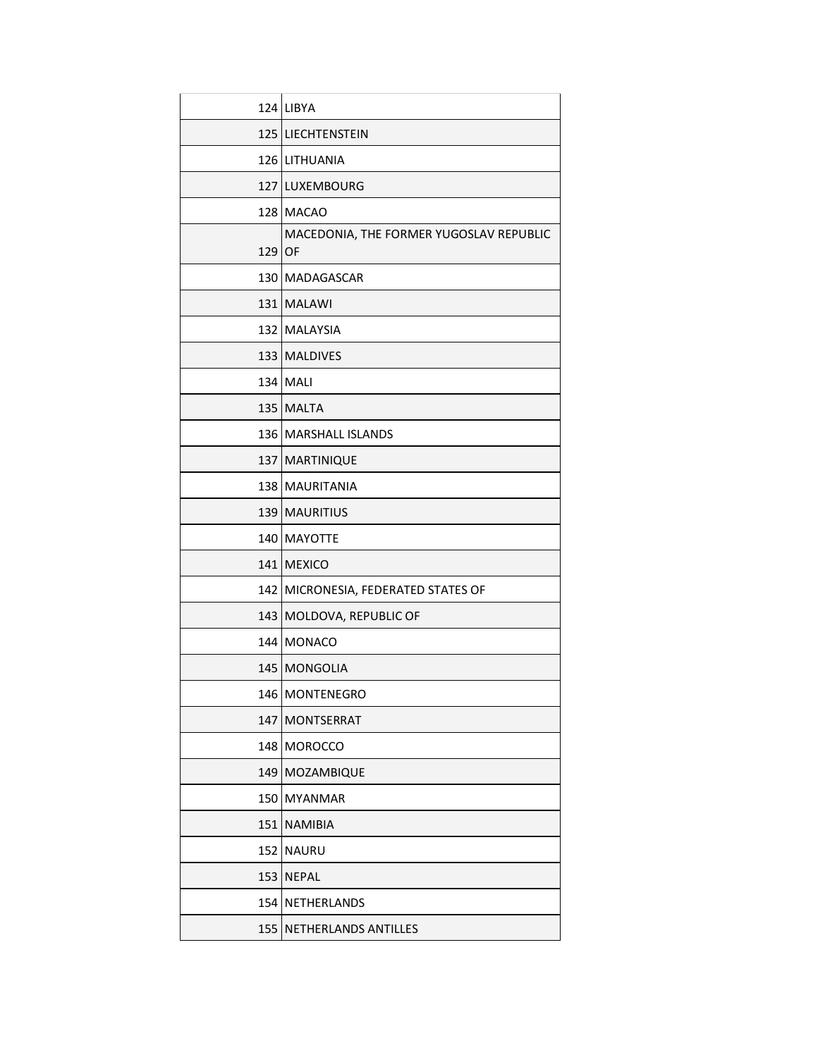| | |
|---|---|
| 124 | LIBYA |
| 125 | LIECHTENSTEIN |
| 126 | LITHUANIA |
| 127 | LUXEMBOURG |
| 128 | MACAO |
| 129 | MACEDONIA, THE FORMER YUGOSLAV REPUBLIC OF |
| 130 | MADAGASCAR |
| 131 | MALAWI |
| 132 | MALAYSIA |
| 133 | MALDIVES |
| 134 | MALI |
| 135 | MALTA |
| 136 | MARSHALL ISLANDS |
| 137 | MARTINIQUE |
| 138 | MAURITANIA |
| 139 | MAURITIUS |
| 140 | MAYOTTE |
| 141 | MEXICO |
| 142 | MICRONESIA, FEDERATED STATES OF |
| 143 | MOLDOVA, REPUBLIC OF |
| 144 | MONACO |
| 145 | MONGOLIA |
| 146 | MONTENEGRO |
| 147 | MONTSERRAT |
| 148 | MOROCCO |
| 149 | MOZAMBIQUE |
| 150 | MYANMAR |
| 151 | NAMIBIA |
| 152 | NAURU |
| 153 | NEPAL |
| 154 | NETHERLANDS |
| 155 | NETHERLANDS ANTILLES |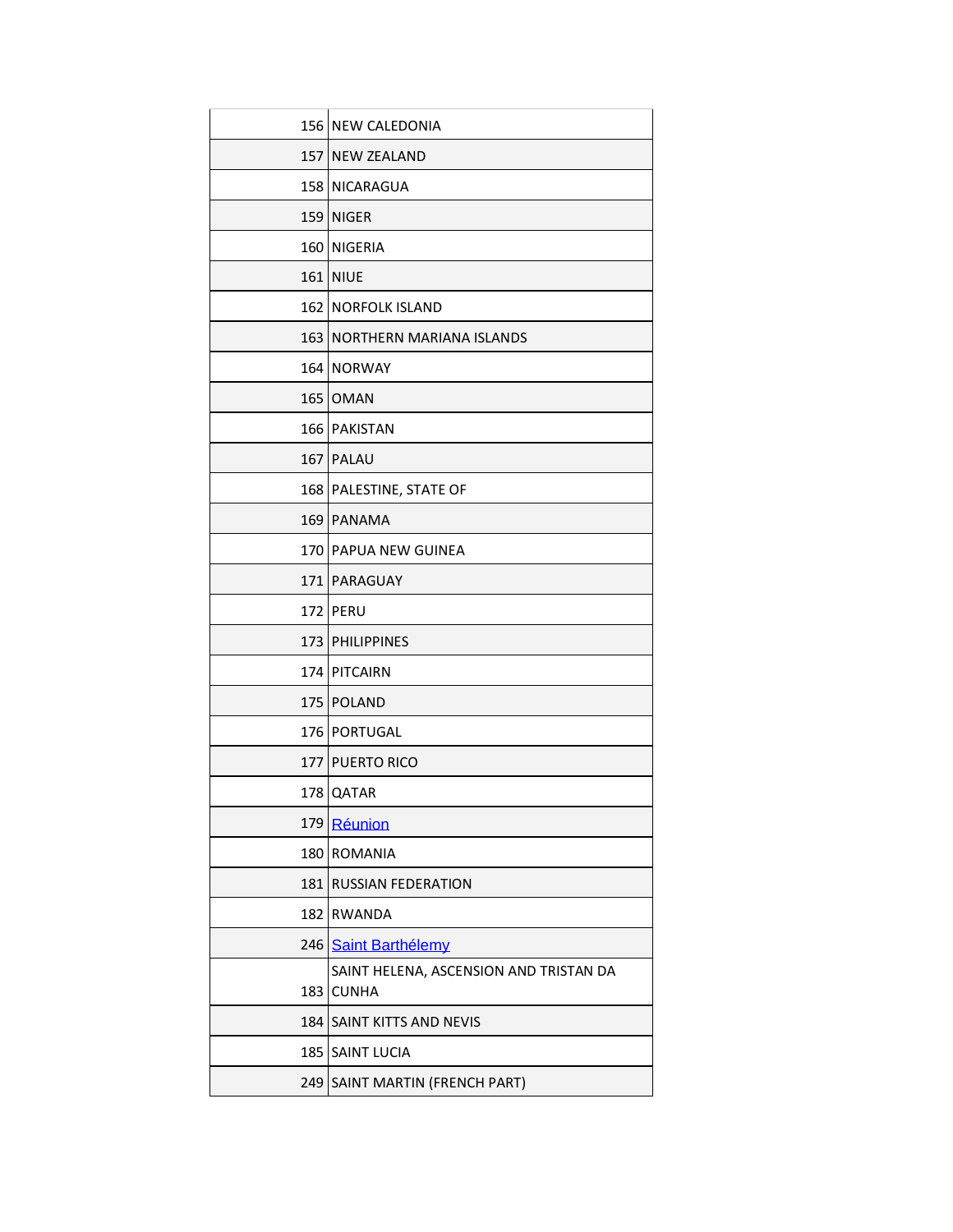| | |
|---|---|
| 156 | NEW CALEDONIA |
| 157 | NEW ZEALAND |
| 158 | NICARAGUA |
| 159 | NIGER |
| 160 | NIGERIA |
| 161 | NIUE |
| 162 | NORFOLK ISLAND |
| 163 | NORTHERN MARIANA ISLANDS |
| 164 | NORWAY |
| 165 | OMAN |
| 166 | PAKISTAN |
| 167 | PALAU |
| 168 | PALESTINE, STATE OF |
| 169 | PANAMA |
| 170 | PAPUA NEW GUINEA |
| 171 | PARAGUAY |
| 172 | PERU |
| 173 | PHILIPPINES |
| 174 | PITCAIRN |
| 175 | POLAND |
| 176 | PORTUGAL |
| 177 | PUERTO RICO |
| 178 | QATAR |
| 179 | Réunion |
| 180 | ROMANIA |
| 181 | RUSSIAN FEDERATION |
| 182 | RWANDA |
| 246 | Saint Barthélemy |
| 183 | SAINT HELENA, ASCENSION AND TRISTAN DA CUNHA |
| 184 | SAINT KITTS AND NEVIS |
| 185 | SAINT LUCIA |
| 249 | SAINT MARTIN (FRENCH PART) |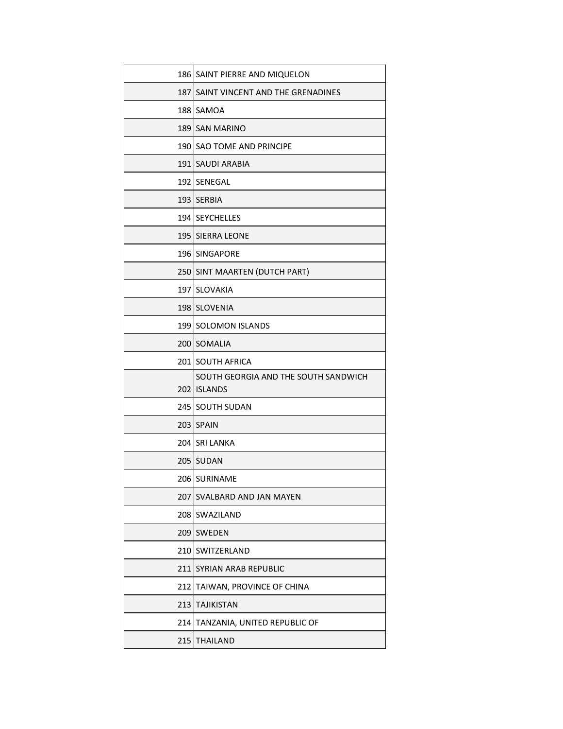| | |
|---|---|
| 186 | SAINT PIERRE AND MIQUELON |
| 187 | SAINT VINCENT AND THE GRENADINES |
| 188 | SAMOA |
| 189 | SAN MARINO |
| 190 | SAO TOME AND PRINCIPE |
| 191 | SAUDI ARABIA |
| 192 | SENEGAL |
| 193 | SERBIA |
| 194 | SEYCHELLES |
| 195 | SIERRA LEONE |
| 196 | SINGAPORE |
| 250 | SINT MAARTEN (DUTCH PART) |
| 197 | SLOVAKIA |
| 198 | SLOVENIA |
| 199 | SOLOMON ISLANDS |
| 200 | SOMALIA |
| 201 | SOUTH AFRICA |
| 202 | SOUTH GEORGIA AND THE SOUTH SANDWICH ISLANDS |
| 245 | SOUTH SUDAN |
| 203 | SPAIN |
| 204 | SRI LANKA |
| 205 | SUDAN |
| 206 | SURINAME |
| 207 | SVALBARD AND JAN MAYEN |
| 208 | SWAZILAND |
| 209 | SWEDEN |
| 210 | SWITZERLAND |
| 211 | SYRIAN ARAB REPUBLIC |
| 212 | TAIWAN, PROVINCE OF CHINA |
| 213 | TAJIKISTAN |
| 214 | TANZANIA, UNITED REPUBLIC OF |
| 215 | THAILAND |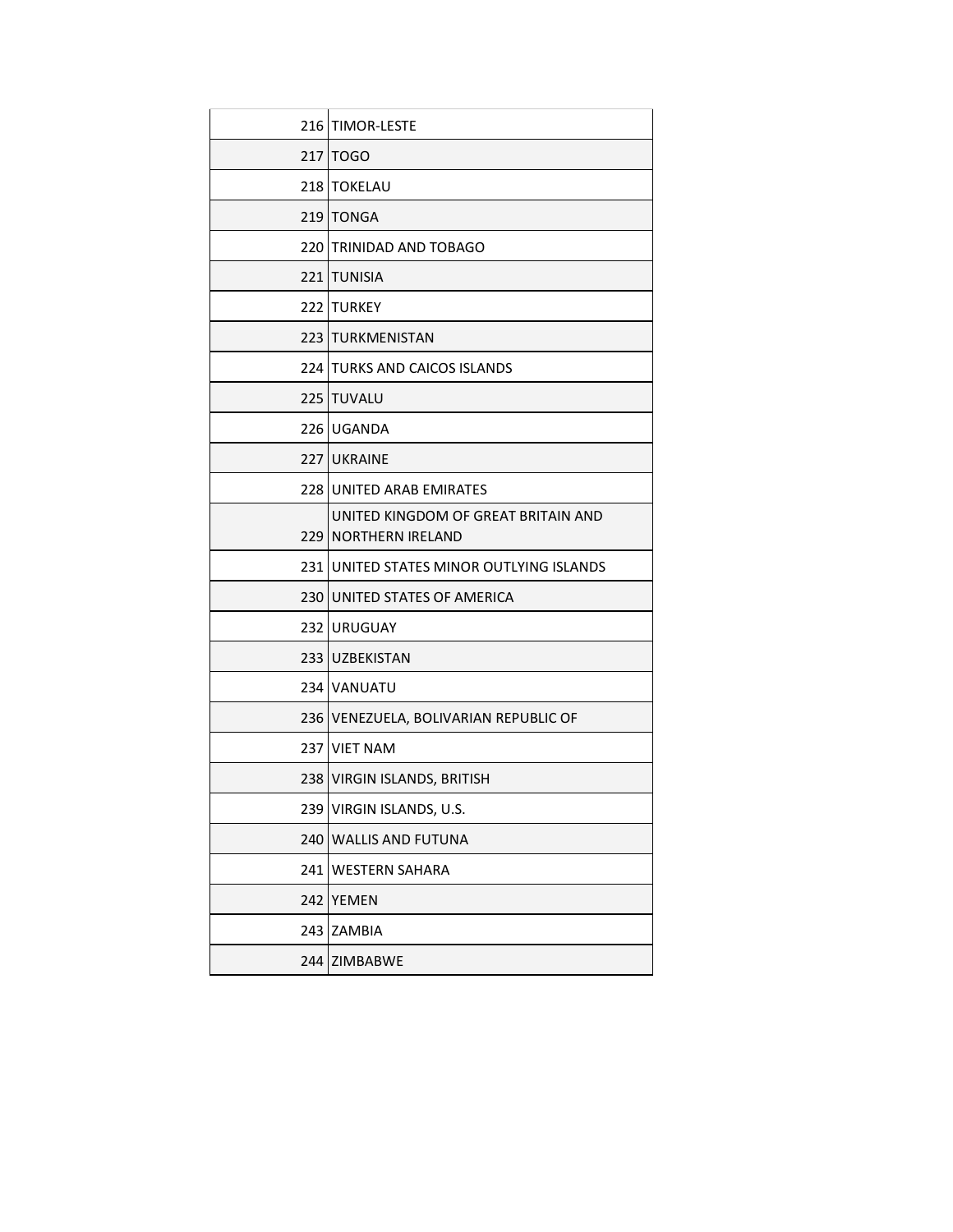| | |
|---|---|
| 216 | TIMOR-LESTE |
| 217 | TOGO |
| 218 | TOKELAU |
| 219 | TONGA |
| 220 | TRINIDAD AND TOBAGO |
| 221 | TUNISIA |
| 222 | TURKEY |
| 223 | TURKMENISTAN |
| 224 | TURKS AND CAICOS ISLANDS |
| 225 | TUVALU |
| 226 | UGANDA |
| 227 | UKRAINE |
| 228 | UNITED ARAB EMIRATES |
| 229 | UNITED KINGDOM OF GREAT BRITAIN AND NORTHERN IRELAND |
| 231 | UNITED STATES MINOR OUTLYING ISLANDS |
| 230 | UNITED STATES OF AMERICA |
| 232 | URUGUAY |
| 233 | UZBEKISTAN |
| 234 | VANUATU |
| 236 | VENEZUELA, BOLIVARIAN REPUBLIC OF |
| 237 | VIET NAM |
| 238 | VIRGIN ISLANDS, BRITISH |
| 239 | VIRGIN ISLANDS, U.S. |
| 240 | WALLIS AND FUTUNA |
| 241 | WESTERN SAHARA |
| 242 | YEMEN |
| 243 | ZAMBIA |
| 244 | ZIMBABWE |